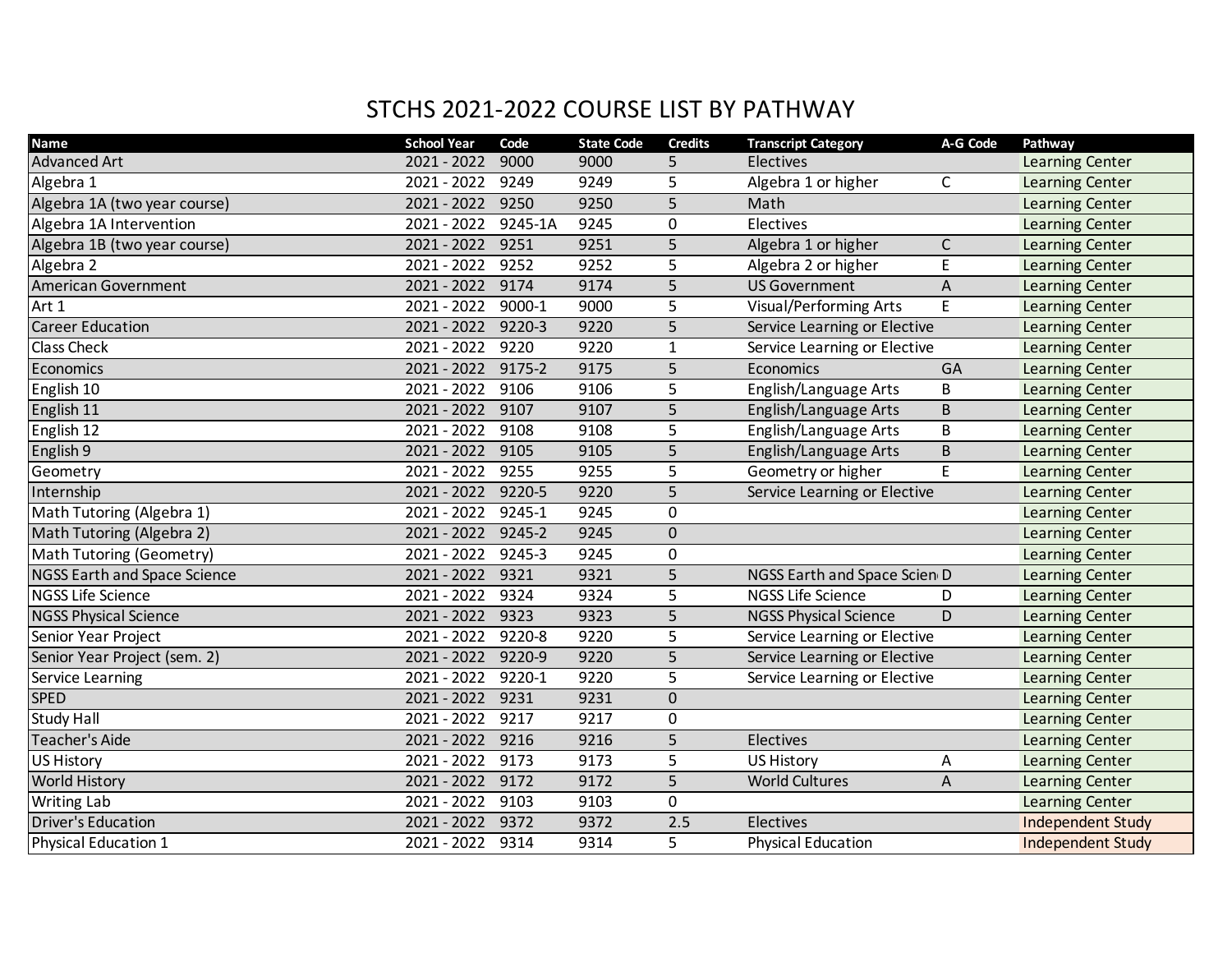# STCHS 2021-2022 COURSE LIST BY PATHWAY

| Name | School Year | Code | State Code | Credits | Transcript Category | A-G Code | Pathway |
|---|---|---|---|---|---|---|---|
| Advanced Art | 2021 - 2022 | 9000 | 9000 | 5 | Electives | | Learning Center |
| Algebra 1 | 2021 - 2022 | 9249 | 9249 | 5 | Algebra 1 or higher | C | Learning Center |
| Algebra 1A (two year course) | 2021 - 2022 | 9250 | 9250 | 5 | Math | | Learning Center |
| Algebra 1A Intervention | 2021 - 2022 | 9245-1A | 9245 | 0 | Electives | | Learning Center |
| Algebra 1B (two year course) | 2021 - 2022 | 9251 | 9251 | 5 | Algebra 1 or higher | C | Learning Center |
| Algebra 2 | 2021 - 2022 | 9252 | 9252 | 5 | Algebra 2 or higher | E | Learning Center |
| American Government | 2021 - 2022 | 9174 | 9174 | 5 | US Government | A | Learning Center |
| Art 1 | 2021 - 2022 | 9000-1 | 9000 | 5 | Visual/Performing Arts | E | Learning Center |
| Career Education | 2021 - 2022 | 9220-3 | 9220 | 5 | Service Learning or Elective | | Learning Center |
| Class Check | 2021 - 2022 | 9220 | 9220 | 1 | Service Learning or Elective | | Learning Center |
| Economics | 2021 - 2022 | 9175-2 | 9175 | 5 | Economics | GA | Learning Center |
| English 10 | 2021 - 2022 | 9106 | 9106 | 5 | English/Language Arts | B | Learning Center |
| English 11 | 2021 - 2022 | 9107 | 9107 | 5 | English/Language Arts | B | Learning Center |
| English 12 | 2021 - 2022 | 9108 | 9108 | 5 | English/Language Arts | B | Learning Center |
| English 9 | 2021 - 2022 | 9105 | 9105 | 5 | English/Language Arts | B | Learning Center |
| Geometry | 2021 - 2022 | 9255 | 9255 | 5 | Geometry or higher | E | Learning Center |
| Internship | 2021 - 2022 | 9220-5 | 9220 | 5 | Service Learning or Elective | | Learning Center |
| Math Tutoring (Algebra 1) | 2021 - 2022 | 9245-1 | 9245 | 0 | | | Learning Center |
| Math Tutoring (Algebra 2) | 2021 - 2022 | 9245-2 | 9245 | 0 | | | Learning Center |
| Math Tutoring (Geometry) | 2021 - 2022 | 9245-3 | 9245 | 0 | | | Learning Center |
| NGSS Earth and Space Science | 2021 - 2022 | 9321 | 9321 | 5 | NGSS Earth and Space Scien | D | Learning Center |
| NGSS Life Science | 2021 - 2022 | 9324 | 9324 | 5 | NGSS Life Science | D | Learning Center |
| NGSS Physical Science | 2021 - 2022 | 9323 | 9323 | 5 | NGSS Physical Science | D | Learning Center |
| Senior Year Project | 2021 - 2022 | 9220-8 | 9220 | 5 | Service Learning or Elective | | Learning Center |
| Senior Year Project (sem. 2) | 2021 - 2022 | 9220-9 | 9220 | 5 | Service Learning or Elective | | Learning Center |
| Service Learning | 2021 - 2022 | 9220-1 | 9220 | 5 | Service Learning or Elective | | Learning Center |
| SPED | 2021 - 2022 | 9231 | 9231 | 0 | | | Learning Center |
| Study Hall | 2021 - 2022 | 9217 | 9217 | 0 | | | Learning Center |
| Teacher's Aide | 2021 - 2022 | 9216 | 9216 | 5 | Electives | | Learning Center |
| US History | 2021 - 2022 | 9173 | 9173 | 5 | US History | A | Learning Center |
| World History | 2021 - 2022 | 9172 | 9172 | 5 | World Cultures | A | Learning Center |
| Writing Lab | 2021 - 2022 | 9103 | 9103 | 0 | | | Learning Center |
| Driver's Education | 2021 - 2022 | 9372 | 9372 | 2.5 | Electives | | Independent Study |
| Physical Education 1 | 2021 - 2022 | 9314 | 9314 | 5 | Physical Education | | Independent Study |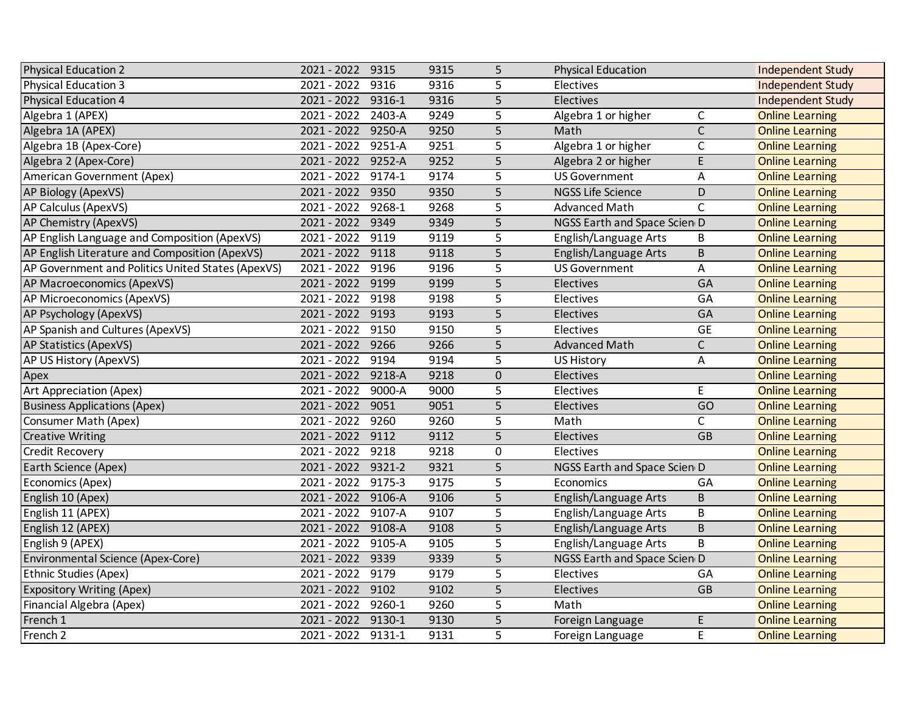| | | | | | | | |
|---|---|---|---|---|---|---|---|
| Physical Education 2 | 2021 - 2022 | 9315 | 9315 | 5 | Physical Education | | Independent Study |
| Physical Education 3 | 2021 - 2022 | 9316 | 9316 | 5 | Electives | | Independent Study |
| Physical Education 4 | 2021 - 2022 | 9316-1 | 9316 | 5 | Electives | | Independent Study |
| Algebra 1 (APEX) | 2021 - 2022 | 2403-A | 9249 | 5 | Algebra 1 or higher | C | Online Learning |
| Algebra 1A (APEX) | 2021 - 2022 | 9250-A | 9250 | 5 | Math | C | Online Learning |
| Algebra 1B (Apex-Core) | 2021 - 2022 | 9251-A | 9251 | 5 | Algebra 1 or higher | C | Online Learning |
| Algebra 2 (Apex-Core) | 2021 - 2022 | 9252-A | 9252 | 5 | Algebra 2 or higher | E | Online Learning |
| American Government (Apex) | 2021 - 2022 | 9174-1 | 9174 | 5 | US Government | A | Online Learning |
| AP Biology (ApexVS) | 2021 - 2022 | 9350 | 9350 | 5 | NGSS Life Science | D | Online Learning |
| AP Calculus (ApexVS) | 2021 - 2022 | 9268-1 | 9268 | 5 | Advanced Math | C | Online Learning |
| AP Chemistry (ApexVS) | 2021 - 2022 | 9349 | 9349 | 5 | NGSS Earth and Space Scien | D | Online Learning |
| AP English Language and Composition (ApexVS) | 2021 - 2022 | 9119 | 9119 | 5 | English/Language Arts | B | Online Learning |
| AP English Literature and Composition (ApexVS) | 2021 - 2022 | 9118 | 9118 | 5 | English/Language Arts | B | Online Learning |
| AP Government and Politics United States (ApexVS) | 2021 - 2022 | 9196 | 9196 | 5 | US Government | A | Online Learning |
| AP Macroeconomics (ApexVS) | 2021 - 2022 | 9199 | 9199 | 5 | Electives | GA | Online Learning |
| AP Microeconomics (ApexVS) | 2021 - 2022 | 9198 | 9198 | 5 | Electives | GA | Online Learning |
| AP Psychology (ApexVS) | 2021 - 2022 | 9193 | 9193 | 5 | Electives | GA | Online Learning |
| AP Spanish and Cultures (ApexVS) | 2021 - 2022 | 9150 | 9150 | 5 | Electives | GE | Online Learning |
| AP Statistics (ApexVS) | 2021 - 2022 | 9266 | 9266 | 5 | Advanced Math | C | Online Learning |
| AP US History (ApexVS) | 2021 - 2022 | 9194 | 9194 | 5 | US History | A | Online Learning |
| Apex | 2021 - 2022 | 9218-A | 9218 | 0 | Electives | | Online Learning |
| Art Appreciation (Apex) | 2021 - 2022 | 9000-A | 9000 | 5 | Electives | E | Online Learning |
| Business Applications (Apex) | 2021 - 2022 | 9051 | 9051 | 5 | Electives | GO | Online Learning |
| Consumer Math (Apex) | 2021 - 2022 | 9260 | 9260 | 5 | Math | C | Online Learning |
| Creative Writing | 2021 - 2022 | 9112 | 9112 | 5 | Electives | GB | Online Learning |
| Credit Recovery | 2021 - 2022 | 9218 | 9218 | 0 | Electives | | Online Learning |
| Earth Science (Apex) | 2021 - 2022 | 9321-2 | 9321 | 5 | NGSS Earth and Space Scien | D | Online Learning |
| Economics (Apex) | 2021 - 2022 | 9175-3 | 9175 | 5 | Economics | GA | Online Learning |
| English 10 (Apex) | 2021 - 2022 | 9106-A | 9106 | 5 | English/Language Arts | B | Online Learning |
| English 11 (APEX) | 2021 - 2022 | 9107-A | 9107 | 5 | English/Language Arts | B | Online Learning |
| English 12 (APEX) | 2021 - 2022 | 9108-A | 9108 | 5 | English/Language Arts | B | Online Learning |
| English 9 (APEX) | 2021 - 2022 | 9105-A | 9105 | 5 | English/Language Arts | B | Online Learning |
| Environmental Science (Apex-Core) | 2021 - 2022 | 9339 | 9339 | 5 | NGSS Earth and Space Scien | D | Online Learning |
| Ethnic Studies (Apex) | 2021 - 2022 | 9179 | 9179 | 5 | Electives | GA | Online Learning |
| Expository Writing (Apex) | 2021 - 2022 | 9102 | 9102 | 5 | Electives | GB | Online Learning |
| Financial Algebra (Apex) | 2021 - 2022 | 9260-1 | 9260 | 5 | Math | | Online Learning |
| French 1 | 2021 - 2022 | 9130-1 | 9130 | 5 | Foreign Language | E | Online Learning |
| French 2 | 2021 - 2022 | 9131-1 | 9131 | 5 | Foreign Language | E | Online Learning |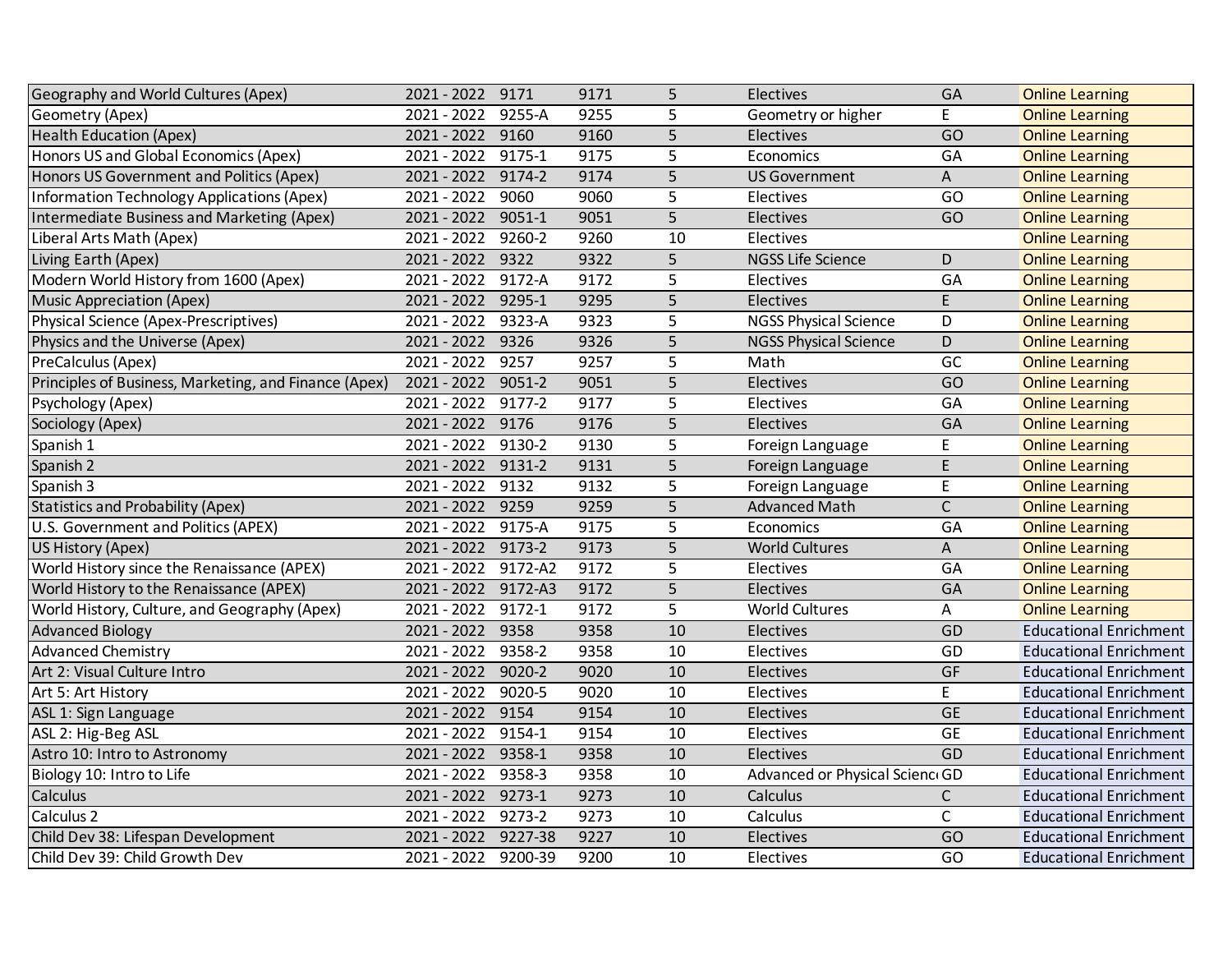| | | | | | | | |
|---|---|---|---|---|---|---|---|
| Geography and World Cultures (Apex) | 2021 - 2022 | 9171 | 9171 | 5 | Electives | GA | Online Learning |
| Geometry (Apex) | 2021 - 2022 | 9255-A | 9255 | 5 | Geometry or higher | E | Online Learning |
| Health Education (Apex) | 2021 - 2022 | 9160 | 9160 | 5 | Electives | GO | Online Learning |
| Honors US and Global Economics (Apex) | 2021 - 2022 | 9175-1 | 9175 | 5 | Economics | GA | Online Learning |
| Honors US Government and Politics (Apex) | 2021 - 2022 | 9174-2 | 9174 | 5 | US Government | A | Online Learning |
| Information Technology Applications (Apex) | 2021 - 2022 | 9060 | 9060 | 5 | Electives | GO | Online Learning |
| Intermediate Business and Marketing (Apex) | 2021 - 2022 | 9051-1 | 9051 | 5 | Electives | GO | Online Learning |
| Liberal Arts Math (Apex) | 2021 - 2022 | 9260-2 | 9260 | 10 | Electives | | Online Learning |
| Living Earth (Apex) | 2021 - 2022 | 9322 | 9322 | 5 | NGSS Life Science | D | Online Learning |
| Modern World History from 1600 (Apex) | 2021 - 2022 | 9172-A | 9172 | 5 | Electives | GA | Online Learning |
| Music Appreciation (Apex) | 2021 - 2022 | 9295-1 | 9295 | 5 | Electives | E | Online Learning |
| Physical Science (Apex-Prescriptives) | 2021 - 2022 | 9323-A | 9323 | 5 | NGSS Physical Science | D | Online Learning |
| Physics and the Universe (Apex) | 2021 - 2022 | 9326 | 9326 | 5 | NGSS Physical Science | D | Online Learning |
| PreCalculus (Apex) | 2021 - 2022 | 9257 | 9257 | 5 | Math | GC | Online Learning |
| Principles of Business, Marketing, and Finance (Apex) | 2021 - 2022 | 9051-2 | 9051 | 5 | Electives | GO | Online Learning |
| Psychology (Apex) | 2021 - 2022 | 9177-2 | 9177 | 5 | Electives | GA | Online Learning |
| Sociology (Apex) | 2021 - 2022 | 9176 | 9176 | 5 | Electives | GA | Online Learning |
| Spanish 1 | 2021 - 2022 | 9130-2 | 9130 | 5 | Foreign Language | E | Online Learning |
| Spanish 2 | 2021 - 2022 | 9131-2 | 9131 | 5 | Foreign Language | E | Online Learning |
| Spanish 3 | 2021 - 2022 | 9132 | 9132 | 5 | Foreign Language | E | Online Learning |
| Statistics and Probability (Apex) | 2021 - 2022 | 9259 | 9259 | 5 | Advanced Math | C | Online Learning |
| U.S. Government and Politics (APEX) | 2021 - 2022 | 9175-A | 9175 | 5 | Economics | GA | Online Learning |
| US History (Apex) | 2021 - 2022 | 9173-2 | 9173 | 5 | World Cultures | A | Online Learning |
| World History since the Renaissance (APEX) | 2021 - 2022 | 9172-A2 | 9172 | 5 | Electives | GA | Online Learning |
| World History to the Renaissance (APEX) | 2021 - 2022 | 9172-A3 | 9172 | 5 | Electives | GA | Online Learning |
| World History, Culture, and Geography (Apex) | 2021 - 2022 | 9172-1 | 9172 | 5 | World Cultures | A | Online Learning |
| Advanced Biology | 2021 - 2022 | 9358 | 9358 | 10 | Electives | GD | Educational Enrichment |
| Advanced Chemistry | 2021 - 2022 | 9358-2 | 9358 | 10 | Electives | GD | Educational Enrichment |
| Art 2: Visual Culture Intro | 2021 - 2022 | 9020-2 | 9020 | 10 | Electives | GF | Educational Enrichment |
| Art 5: Art History | 2021 - 2022 | 9020-5 | 9020 | 10 | Electives | E | Educational Enrichment |
| ASL 1: Sign Language | 2021 - 2022 | 9154 | 9154 | 10 | Electives | GE | Educational Enrichment |
| ASL 2: Hig-Beg ASL | 2021 - 2022 | 9154-1 | 9154 | 10 | Electives | GE | Educational Enrichment |
| Astro 10: Intro to Astronomy | 2021 - 2022 | 9358-1 | 9358 | 10 | Electives | GD | Educational Enrichment |
| Biology 10: Intro to Life | 2021 - 2022 | 9358-3 | 9358 | 10 | Advanced or Physical Scienc | GD | Educational Enrichment |
| Calculus | 2021 - 2022 | 9273-1 | 9273 | 10 | Calculus | C | Educational Enrichment |
| Calculus 2 | 2021 - 2022 | 9273-2 | 9273 | 10 | Calculus | C | Educational Enrichment |
| Child Dev 38: Lifespan Development | 2021 - 2022 | 9227-38 | 9227 | 10 | Electives | GO | Educational Enrichment |
| Child Dev 39: Child Growth Dev | 2021 - 2022 | 9200-39 | 9200 | 10 | Electives | GO | Educational Enrichment |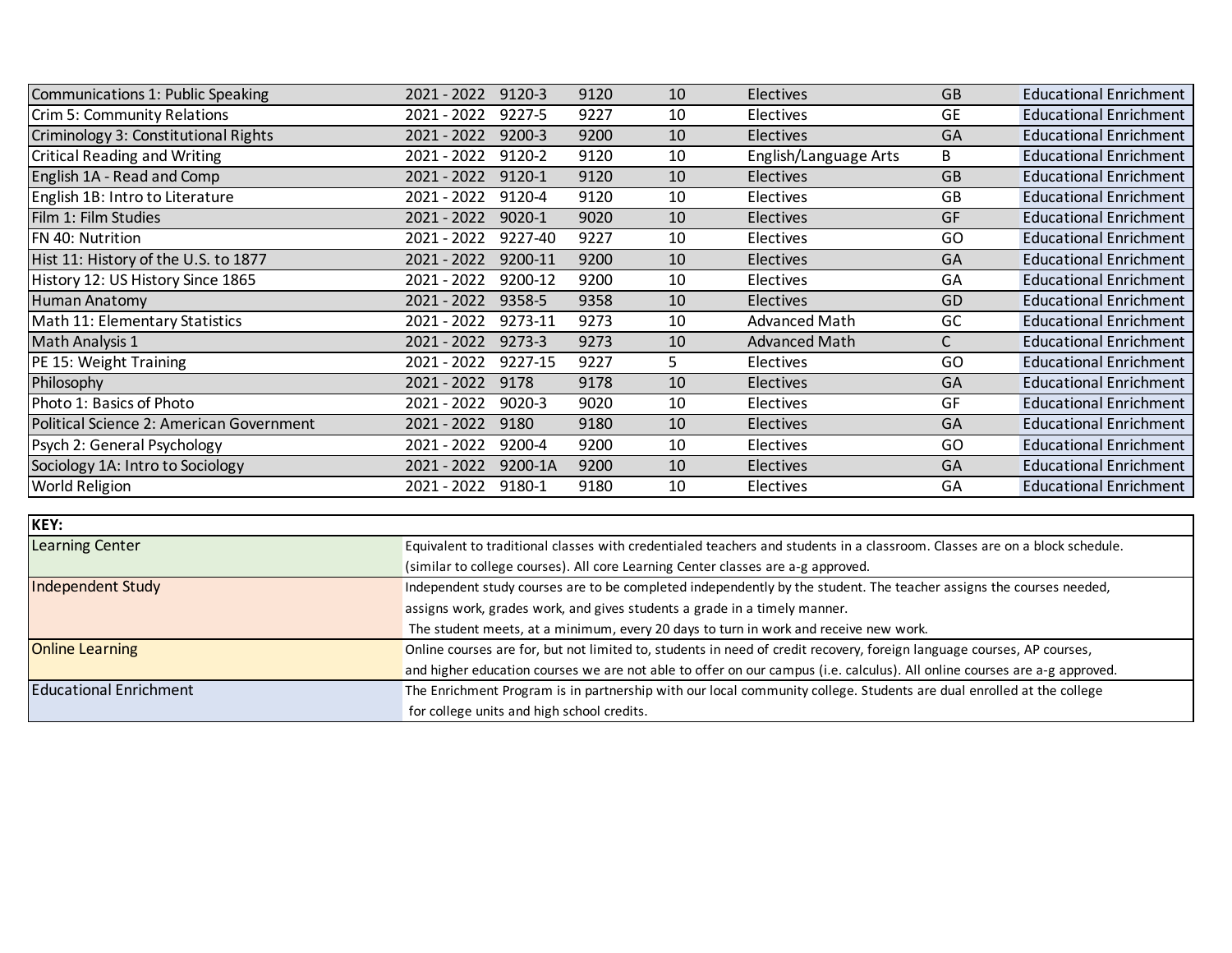| | | | | | | | |
|---|---|---|---|---|---|---|---|
| Communications 1: Public Speaking | 2021 - 2022 | 9120-3 | 9120 | 10 | Electives | GB | Educational Enrichment |
| Crim 5: Community Relations | 2021 - 2022 | 9227-5 | 9227 | 10 | Electives | GE | Educational Enrichment |
| Criminology 3: Constitutional Rights | 2021 - 2022 | 9200-3 | 9200 | 10 | Electives | GA | Educational Enrichment |
| Critical Reading and Writing | 2021 - 2022 | 9120-2 | 9120 | 10 | English/Language Arts | B | Educational Enrichment |
| English 1A - Read and Comp | 2021 - 2022 | 9120-1 | 9120 | 10 | Electives | GB | Educational Enrichment |
| English 1B: Intro to Literature | 2021 - 2022 | 9120-4 | 9120 | 10 | Electives | GB | Educational Enrichment |
| Film 1: Film Studies | 2021 - 2022 | 9020-1 | 9020 | 10 | Electives | GF | Educational Enrichment |
| FN 40: Nutrition | 2021 - 2022 | 9227-40 | 9227 | 10 | Electives | GO | Educational Enrichment |
| Hist 11: History of the U.S. to 1877 | 2021 - 2022 | 9200-11 | 9200 | 10 | Electives | GA | Educational Enrichment |
| History 12: US History Since 1865 | 2021 - 2022 | 9200-12 | 9200 | 10 | Electives | GA | Educational Enrichment |
| Human Anatomy | 2021 - 2022 | 9358-5 | 9358 | 10 | Electives | GD | Educational Enrichment |
| Math 11: Elementary Statistics | 2021 - 2022 | 9273-11 | 9273 | 10 | Advanced Math | GC | Educational Enrichment |
| Math Analysis 1 | 2021 - 2022 | 9273-3 | 9273 | 10 | Advanced Math | C | Educational Enrichment |
| PE 15: Weight Training | 2021 - 2022 | 9227-15 | 9227 | 5 | Electives | GO | Educational Enrichment |
| Philosophy | 2021 - 2022 | 9178 | 9178 | 10 | Electives | GA | Educational Enrichment |
| Photo 1: Basics of Photo | 2021 - 2022 | 9020-3 | 9020 | 10 | Electives | GF | Educational Enrichment |
| Political Science 2: American Government | 2021 - 2022 | 9180 | 9180 | 10 | Electives | GA | Educational Enrichment |
| Psych 2: General Psychology | 2021 - 2022 | 9200-4 | 9200 | 10 | Electives | GO | Educational Enrichment |
| Sociology 1A: Intro to Sociology | 2021 - 2022 | 9200-1A | 9200 | 10 | Electives | GA | Educational Enrichment |
| World Religion | 2021 - 2022 | 9180-1 | 9180 | 10 | Electives | GA | Educational Enrichment |

| KEY: | |
|---|---|
| Learning Center | Equivalent to traditional classes with credentialed teachers and students in a classroom. Classes are on a block schedule. (similar to college courses). All core Learning Center classes are a-g approved. |
| Independent Study | Independent study courses are to be completed independently by the student. The teacher assigns the courses needed, assigns work, grades work, and gives students a grade in a timely manner. The student meets, at a minimum, every 20 days to turn in work and receive new work. |
| Online Learning | Online courses are for, but not limited to, students in need of credit recovery, foreign language courses, AP courses, and higher education courses we are not able to offer on our campus (i.e. calculus). All online courses are a-g approved. |
| Educational Enrichment | The Enrichment Program is in partnership with our local community college. Students are dual enrolled at the college for college units and high school credits. |